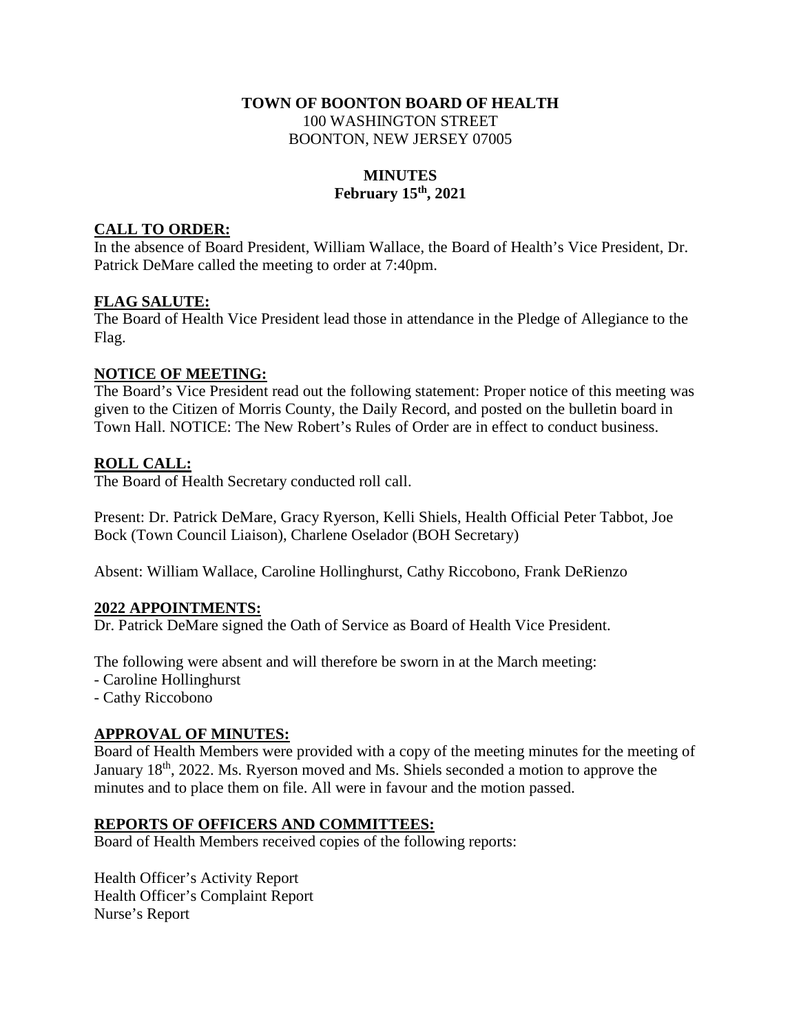**TOWN OF BOONTON BOARD OF HEALTH**
100 WASHINGTON STREET
BOONTON, NEW JERSEY 07005

**MINUTES**
**February 15th, 2021**

## CALL TO ORDER:

In the absence of Board President, William Wallace, the Board of Health's Vice President, Dr. Patrick DeMare called the meeting to order at 7:40pm.

## FLAG SALUTE:

The Board of Health Vice President lead those in attendance in the Pledge of Allegiance to the Flag.

## NOTICE OF MEETING:

The Board's Vice President read out the following statement: Proper notice of this meeting was given to the Citizen of Morris County, the Daily Record, and posted on the bulletin board in Town Hall. NOTICE: The New Robert's Rules of Order are in effect to conduct business.

## ROLL CALL:

The Board of Health Secretary conducted roll call.

Present: Dr. Patrick DeMare, Gracy Ryerson, Kelli Shiels, Health Official Peter Tabbot, Joe Bock (Town Council Liaison), Charlene Oselador (BOH Secretary)

Absent: William Wallace, Caroline Hollinghurst, Cathy Riccobono, Frank DeRienzo

## 2022 APPOINTMENTS:

Dr. Patrick DeMare signed the Oath of Service as Board of Health Vice President.

The following were absent and will therefore be sworn in at the March meeting:
- Caroline Hollinghurst
- Cathy Riccobono

## APPROVAL OF MINUTES:

Board of Health Members were provided with a copy of the meeting minutes for the meeting of January 18th, 2022. Ms. Ryerson moved and Ms. Shiels seconded a motion to approve the minutes and to place them on file. All were in favour and the motion passed.

## REPORTS OF OFFICERS AND COMMITTEES:

Board of Health Members received copies of the following reports:

Health Officer's Activity Report
Health Officer's Complaint Report
Nurse's Report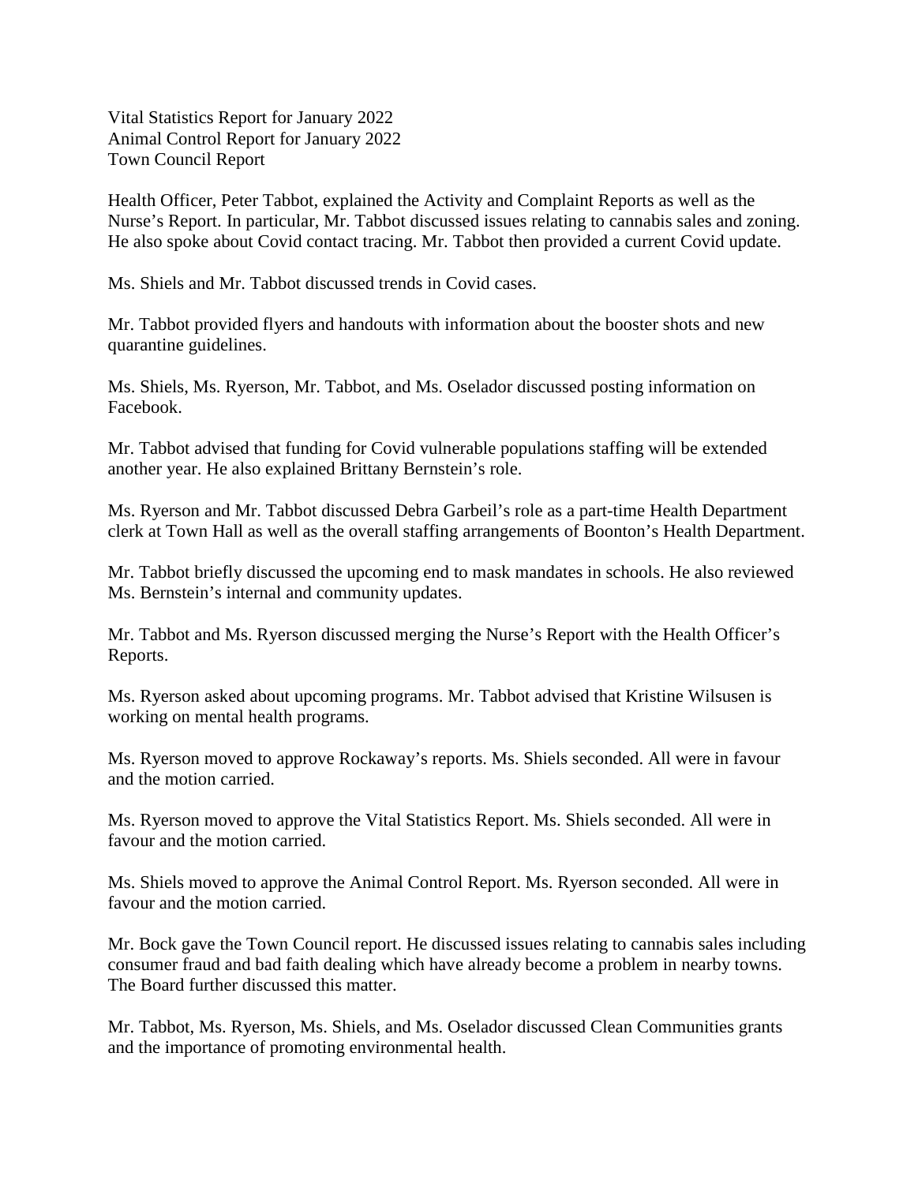Vital Statistics Report for January 2022
Animal Control Report for January 2022
Town Council Report

Health Officer, Peter Tabbot, explained the Activity and Complaint Reports as well as the Nurse's Report. In particular, Mr. Tabbot discussed issues relating to cannabis sales and zoning. He also spoke about Covid contact tracing. Mr. Tabbot then provided a current Covid update.

Ms. Shiels and Mr. Tabbot discussed trends in Covid cases.

Mr. Tabbot provided flyers and handouts with information about the booster shots and new quarantine guidelines.

Ms. Shiels, Ms. Ryerson, Mr. Tabbot, and Ms. Oselador discussed posting information on Facebook.

Mr. Tabbot advised that funding for Covid vulnerable populations staffing will be extended another year. He also explained Brittany Bernstein's role.

Ms. Ryerson and Mr. Tabbot discussed Debra Garbeil's role as a part-time Health Department clerk at Town Hall as well as the overall staffing arrangements of Boonton's Health Department.

Mr. Tabbot briefly discussed the upcoming end to mask mandates in schools. He also reviewed Ms. Bernstein's internal and community updates.

Mr. Tabbot and Ms. Ryerson discussed merging the Nurse's Report with the Health Officer's Reports.

Ms. Ryerson asked about upcoming programs. Mr. Tabbot advised that Kristine Wilsusen is working on mental health programs.

Ms. Ryerson moved to approve Rockaway's reports. Ms. Shiels seconded. All were in favour and the motion carried.

Ms. Ryerson moved to approve the Vital Statistics Report. Ms. Shiels seconded. All were in favour and the motion carried.

Ms. Shiels moved to approve the Animal Control Report. Ms. Ryerson seconded. All were in favour and the motion carried.

Mr. Bock gave the Town Council report. He discussed issues relating to cannabis sales including consumer fraud and bad faith dealing which have already become a problem in nearby towns. The Board further discussed this matter.

Mr. Tabbot, Ms. Ryerson, Ms. Shiels, and Ms. Oselador discussed Clean Communities grants and the importance of promoting environmental health.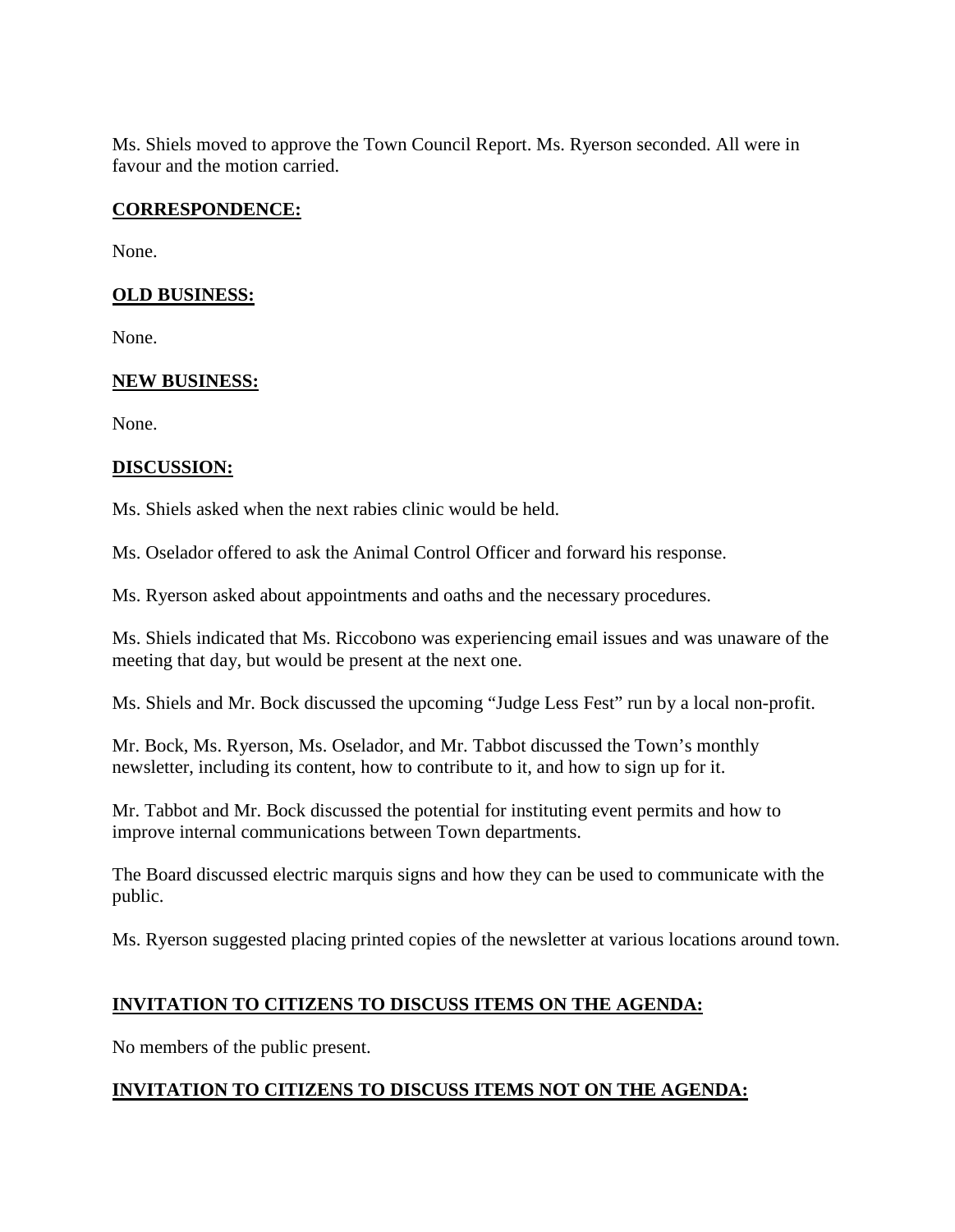Ms. Shiels moved to approve the Town Council Report. Ms. Ryerson seconded. All were in favour and the motion carried.

**CORRESPONDENCE:**

None.

**OLD BUSINESS:**

None.

**NEW BUSINESS:**

None.

**DISCUSSION:**

Ms. Shiels asked when the next rabies clinic would be held.

Ms. Oselador offered to ask the Animal Control Officer and forward his response.

Ms. Ryerson asked about appointments and oaths and the necessary procedures.

Ms. Shiels indicated that Ms. Riccobono was experiencing email issues and was unaware of the meeting that day, but would be present at the next one.

Ms. Shiels and Mr. Bock discussed the upcoming "Judge Less Fest" run by a local non-profit.

Mr. Bock, Ms. Ryerson, Ms. Oselador, and Mr. Tabbot discussed the Town's monthly newsletter, including its content, how to contribute to it, and how to sign up for it.

Mr. Tabbot and Mr. Bock discussed the potential for instituting event permits and how to improve internal communications between Town departments.

The Board discussed electric marquis signs and how they can be used to communicate with the public.

Ms. Ryerson suggested placing printed copies of the newsletter at various locations around town.

**INVITATION TO CITIZENS TO DISCUSS ITEMS ON THE AGENDA:**

No members of the public present.

**INVITATION TO CITIZENS TO DISCUSS ITEMS NOT ON THE AGENDA:**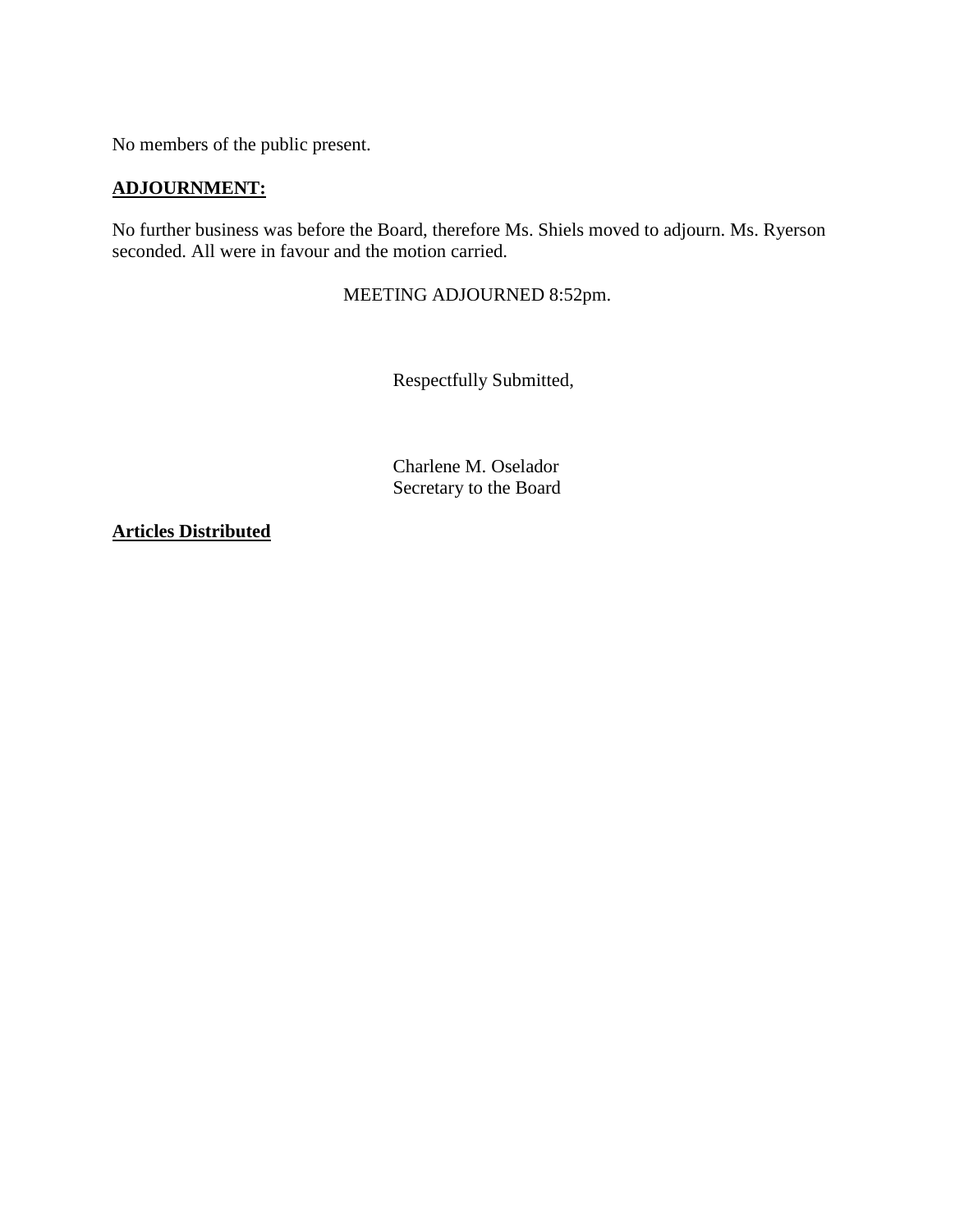No members of the public present.

**ADJOURNMENT:**

No further business was before the Board, therefore Ms. Shiels moved to adjourn. Ms. Ryerson seconded. All were in favour and the motion carried.

MEETING ADJOURNED 8:52pm.

Respectfully Submitted,

Charlene M. Oselador
Secretary to the Board

**Articles Distributed**